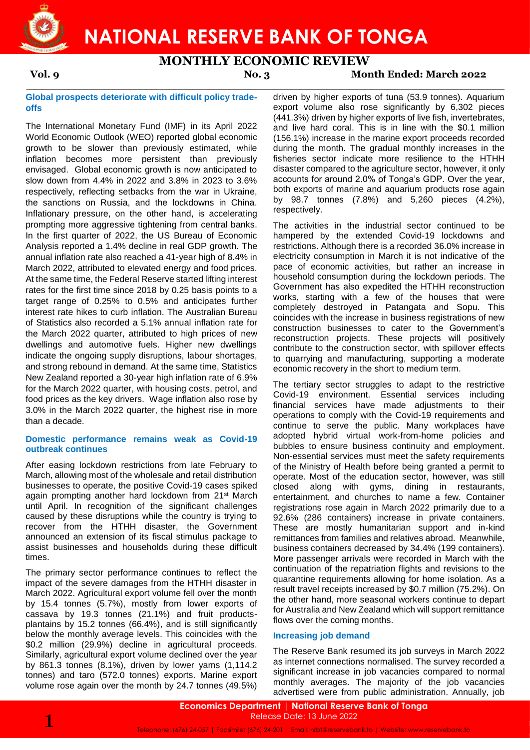# NATIONAL RESERVE BANK OF TONGA

## MONTHLY ECONOMIC REVIEW

**Vol. 9** **No. 3** **Month Ended: March 2022**

### Global prospects deteriorate with difficult policy trade-offs

The International Monetary Fund (IMF) in its April 2022 World Economic Outlook (WEO) reported global economic growth to be slower than previously estimated, while inflation becomes more persistent than previously envisaged. Global economic growth is now anticipated to slow down from 4.4% in 2022 and 3.8% in 2023 to 3.6% respectively, reflecting setbacks from the war in Ukraine, the sanctions on Russia, and the lockdowns in China. Inflationary pressure, on the other hand, is accelerating prompting more aggressive tightening from central banks. In the first quarter of 2022, the US Bureau of Economic Analysis reported a 1.4% decline in real GDP growth. The annual inflation rate also reached a 41-year high of 8.4% in March 2022, attributed to elevated energy and food prices. At the same time, the Federal Reserve started lifting interest rates for the first time since 2018 by 0.25 basis points to a target range of 0.25% to 0.5% and anticipates further interest rate hikes to curb inflation. The Australian Bureau of Statistics also recorded a 5.1% annual inflation rate for the March 2022 quarter, attributed to high prices of new dwellings and automotive fuels. Higher new dwellings indicate the ongoing supply disruptions, labour shortages, and strong rebound in demand. At the same time, Statistics New Zealand reported a 30-year high inflation rate of 6.9% for the March 2022 quarter, with housing costs, petrol, and food prices as the key drivers. Wage inflation also rose by 3.0% in the March 2022 quarter, the highest rise in more than a decade.

### Domestic performance remains weak as Covid-19 outbreak continues

After easing lockdown restrictions from late February to March, allowing most of the wholesale and retail distribution businesses to operate, the positive Covid-19 cases spiked again prompting another hard lockdown from 21st March until April. In recognition of the significant challenges caused by these disruptions while the country is trying to recover from the HTHH disaster, the Government announced an extension of its fiscal stimulus package to assist businesses and households during these difficult times.

The primary sector performance continues to reflect the impact of the severe damages from the HTHH disaster in March 2022. Agricultural export volume fell over the month by 15.4 tonnes (5.7%), mostly from lower exports of cassava by 19.3 tonnes (21.1%) and fruit products-plantains by 15.2 tonnes (66.4%), and is still significantly below the monthly average levels. This coincides with the $0.2 million (29.9%) decline in agricultural proceeds. Similarly, agricultural export volume declined over the year by 861.3 tonnes (8.1%), driven by lower yams (1,114.2 tonnes) and taro (572.0 tonnes) exports. Marine export volume rose again over the month by 24.7 tonnes (49.5%) driven by higher exports of tuna (53.9 tonnes). Aquarium export volume also rose significantly by 6,302 pieces (441.3%) driven by higher exports of live fish, invertebrates, and live hard coral. This is in line with the $0.1 million (156.1%) increase in the marine export proceeds recorded during the month. The gradual monthly increases in the fisheries sector indicate more resilience to the HTHH disaster compared to the agriculture sector, however, it only accounts for around 2.0% of Tonga's GDP. Over the year, both exports of marine and aquarium products rose again by 98.7 tonnes (7.8%) and 5,260 pieces (4.2%), respectively.

The activities in the industrial sector continued to be hampered by the extended Covid-19 lockdowns and restrictions. Although there is a recorded 36.0% increase in electricity consumption in March it is not indicative of the pace of economic activities, but rather an increase in household consumption during the lockdown periods. The Government has also expedited the HTHH reconstruction works, starting with a few of the houses that were completely destroyed in Patangata and Sopu. This coincides with the increase in business registrations of new construction businesses to cater to the Government's reconstruction projects. These projects will positively contribute to the construction sector, with spillover effects to quarrying and manufacturing, supporting a moderate economic recovery in the short to medium term.

The tertiary sector struggles to adapt to the restrictive Covid-19 environment. Essential services including financial services have made adjustments to their operations to comply with the Covid-19 requirements and continue to serve the public. Many workplaces have adopted hybrid virtual work-from-home policies and bubbles to ensure business continuity and employment. Non-essential services must meet the safety requirements of the Ministry of Health before being granted a permit to operate. Most of the education sector, however, was still closed along with gyms, dining in restaurants, entertainment, and churches to name a few. Container registrations rose again in March 2022 primarily due to a 92.6% (286 containers) increase in private containers. These are mostly humanitarian support and in-kind remittances from families and relatives abroad. Meanwhile, business containers decreased by 34.4% (199 containers). More passenger arrivals were recorded in March with the continuation of the repatriation flights and revisions to the quarantine requirements allowing for home isolation. As a result travel receipts increased by $0.7 million (75.2%). On the other hand, more seasonal workers continue to depart for Australia and New Zealand which will support remittance flows over the coming months.

### Increasing job demand

The Reserve Bank resumed its job surveys in March 2022 as internet connections normalised. The survey recorded a significant increase in job vacancies compared to normal monthly averages. The majority of the job vacancies advertised were from public administration. Annually, job

Economics Department | National Reserve Bank of Tonga
Release Date: 13 June 2022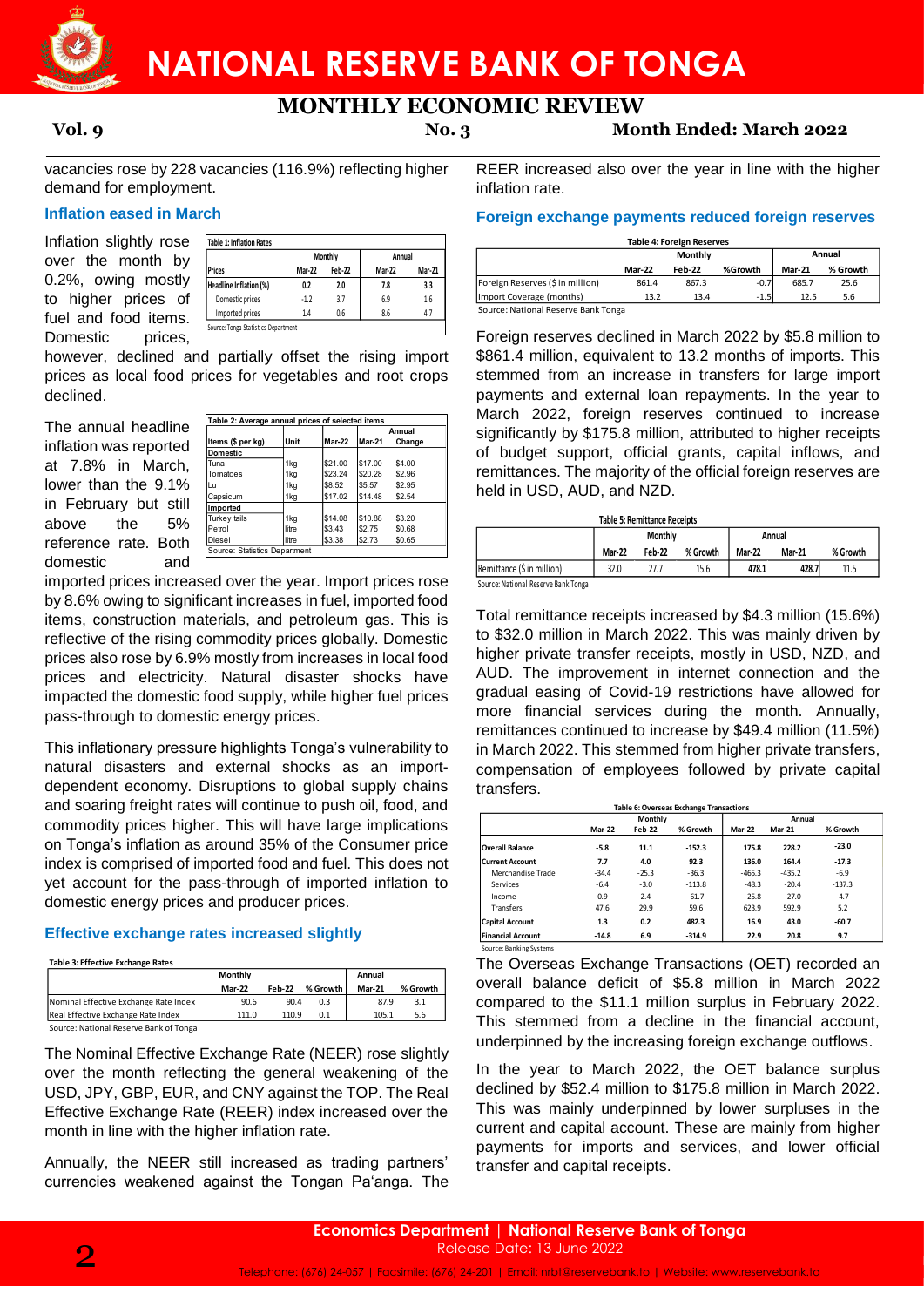vacancies rose by 228 vacancies (116.9%) reflecting higher demand for employment.

### Inflation eased in March

Inflation slightly rose over the month by 0.2%, owing mostly to higher prices of fuel and food items. Domestic prices, however, declined and partially offset the rising import prices as local food prices for vegetables and root crops declined.

**Table 1: Inflation Rates**

| Prices | Monthly | | Annual | |
|---|---|---|---|---|
| | Mar-22 | Feb-22 | Mar-22 | Mar-21 |
| Headline Inflation (%) | 0.2 | 2.0 | 7.8 | 3.3 |
| Domestic prices | -1.2 | 3.7 | 6.9 | 1.6 |
| Imported prices | 1.4 | 0.6 | 8.6 | 4.7 |

Source: Tonga Statistics Department

The annual headline inflation was reported at 7.8% in March, lower than the 9.1% in February but still above the 5% reference rate. Both domestic and imported prices increased over the year. Import prices rose by 8.6% owing to significant increases in fuel, imported food items, construction materials, and petroleum gas. This is reflective of the rising commodity prices globally. Domestic prices also rose by 6.9% mostly from increases in local food prices and electricity. Natural disaster shocks have impacted the domestic food supply, while higher fuel prices pass-through to domestic energy prices.

**Table 2: Average annual prices of selected items**

| Items ($ per kg) | Unit | Mar-22 | Mar-21 | Annual Change |
|---|---|---|---|---|
| **Domestic** | | | | |
| Tuna | 1kg | $21.00 | $17.00 | $4.00 |
| Tomatoes | 1kg | $23.24 | $20.28 | $2.96 |
| Lu | 1kg | $8.52 | $5.57 | $2.95 |
| Capsicum | 1kg | $17.02 | $14.48 | $2.54 |
| **Imported** | | | | |
| Turkey tails | 1kg | $14.08 | $10.88 | $3.20 |
| Petrol | litre | $3.43 | $2.75 | $0.68 |
| Diesel | litre | $3.38 | $2.73 | $0.65 |

Source: Statistics Department

This inflationary pressure highlights Tonga's vulnerability to natural disasters and external shocks as an import-dependent economy. Disruptions to global supply chains and soaring freight rates will continue to push oil, food, and commodity prices higher. This will have large implications on Tonga's inflation as around 35% of the Consumer price index is comprised of imported food and fuel. This does not yet account for the pass-through of imported inflation to domestic energy prices and producer prices.

### Effective exchange rates increased slightly

**Table 3: Effective Exchange Rates**

| | Monthly | | | Annual | |
|---|---|---|---|---|---|
| | Mar-22 | Feb-22 | % Growth | Mar-21 | % Growth |
| Nominal Effective Exchange Rate Index | 90.6 | 90.4 | 0.3 | 87.9 | 3.1 |
| Real Effective Exchange Rate Index | 111.0 | 110.9 | 0.1 | 105.1 | 5.6 |

Source: National Reserve Bank of Tonga

The Nominal Effective Exchange Rate (NEER) rose slightly over the month reflecting the general weakening of the USD, JPY, GBP, EUR, and CNY against the TOP. The Real Effective Exchange Rate (REER) index increased over the month in line with the higher inflation rate.

Annually, the NEER still increased as trading partners' currencies weakened against the Tongan Pa'anga. The REER increased also over the year in line with the higher inflation rate.

### Foreign exchange payments reduced foreign reserves

**Table 4: Foreign Reserves**

| | Monthly | | | Annual | |
|---|---|---|---|---|---|
| | Mar-22 | Feb-22 | %Growth | Mar-21 | % Growth |
| Foreign Reserves ($ in million) | 861.4 | 867.3 | -0.7 | 685.7 | 25.6 |
| Import Coverage (months) | 13.2 | 13.4 | -1.5 | 12.5 | 5.6 |

Source: National Reserve Bank Tonga

Foreign reserves declined in March 2022 by $5.8 million to $861.4 million, equivalent to 13.2 months of imports. This stemmed from an increase in transfers for large import payments and external loan repayments. In the year to March 2022, foreign reserves continued to increase significantly by $175.8 million, attributed to higher receipts of budget support, official grants, capital inflows, and remittances. The majority of the official foreign reserves are held in USD, AUD, and NZD.

**Table 5: Remittance Receipts**

| | Monthly | | | Annual | | |
|---|---|---|---|---|---|---|
| | Mar-22 | Feb-22 | % Growth | Mar-22 | Mar-21 | % Growth |
| Remittance ($ in million) | 32.0 | 27.7 | 15.6 | 478.1 | 428.7 | 11.5 |

Source: National Reserve Bank Tonga

Total remittance receipts increased by $4.3 million (15.6%) to $32.0 million in March 2022. This was mainly driven by higher private transfer receipts, mostly in USD, NZD, and AUD. The improvement in internet connection and the gradual easing of Covid-19 restrictions have allowed for more financial services during the month. Annually, remittances continued to increase by $49.4 million (11.5%) in March 2022. This stemmed from higher private transfers, compensation of employees followed by private capital transfers.

**Table 6: Overseas Exchange Transactions**

| | Monthly | | | Annual | | |
|---|---|---|---|---|---|---|
| | Mar-22 | Feb-22 | % Growth | Mar-22 | Mar-21 | % Growth |
| **Overall Balance** | -5.8 | 11.1 | -152.3 | 175.8 | 228.2 | -23.0 |
| **Current Account** | 7.7 | 4.0 | 92.3 | 136.0 | 164.4 | -17.3 |
| Merchandise Trade | -34.4 | -25.3 | -36.3 | -465.3 | -435.2 | -6.9 |
| Services | -6.4 | -3.0 | -113.8 | -48.3 | -20.4 | -137.3 |
| Income | 0.9 | 2.4 | -61.7 | 25.8 | 27.0 | -4.7 |
| Transfers | 47.6 | 29.9 | 59.6 | 623.9 | 592.9 | 5.2 |
| **Capital Account** | 1.3 | 0.2 | 482.3 | 16.9 | 43.0 | -60.7 |
| **Financial Account** | -14.8 | 6.9 | -314.9 | 22.9 | 20.8 | 9.7 |

Source: Banking Systems

The Overseas Exchange Transactions (OET) recorded an overall balance deficit of $5.8 million in March 2022 compared to the $11.1 million surplus in February 2022. This stemmed from a decline in the financial account, underpinned by the increasing foreign exchange outflows.

In the year to March 2022, the OET balance surplus declined by $52.4 million to $175.8 million in March 2022. This was mainly underpinned by lower surpluses in the current and capital account. These are mainly from higher payments for imports and services, and lower official transfer and capital receipts.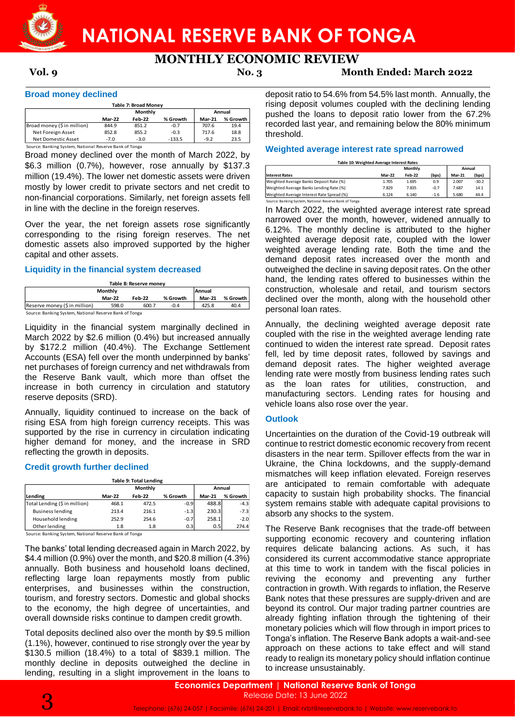## Broad money declined

| Table 7: Broad Money | | | | | |
|---|---|---|---|---|---|
| | Monthly | | | Annual | |
| | Mar-22 | Feb-22 | % Growth | Mar-21 | % Growth |
| Broad money ($ in million) | 844.9 | 851.2 | -0.7 | 707.6 | 19.4 |
| Net Foreign Asset | 852.8 | 855.2 | -0.3 | 717.6 | 18.8 |
| Net Domestic Asset | -7.0 | -3.0 | -133.5 | -9.2 | 23.5 |

Source: Banking System, National Reserve Bank of Tonga

Broad money declined over the month of March 2022, by $6.3 million (0.7%), however, rose annually by $137.3 million (19.4%). The lower net domestic assets were driven mostly by lower credit to private sectors and net credit to non-financial corporations. Similarly, net foreign assets fell in line with the decline in the foreign reserves.

Over the year, the net foreign assets rose significantly corresponding to the rising foreign reserves. The net domestic assets also improved supported by the higher capital and other assets.

## Liquidity in the financial system decreased

| Table 8: Reserve money | | | | | |
|---|---|---|---|---|---|
| | Monthly | | | Annual | |
| | Mar-22 | Feb-22 | % Growth | Mar-21 | % Growth |
| Reserve money ($ in million) | 598.0 | 600.7 | -0.4 | 425.8 | 40.4 |

Source: Banking System, National Reserve Bank of Tonga

Liquidity in the financial system marginally declined in March 2022 by $2.6 million (0.4%) but increased annually by $172.2 million (40.4%). The Exchange Settlement Accounts (ESA) fell over the month underpinned by banks' net purchases of foreign currency and net withdrawals from the Reserve Bank vault, which more than offset the increase in both currency in circulation and statutory reserve deposits (SRD).

Annually, liquidity continued to increase on the back of rising ESA from high foreign currency receipts. This was supported by the rise in currency in circulation indicating higher demand for money, and the increase in SRD reflecting the growth in deposits.

## Credit growth further declined

| Table 9: Total Lending | | | | | |
|---|---|---|---|---|---|
| | Monthly | | | Annual | |
| Lending | Mar-22 | Feb-22 | % Growth | Mar-21 | % Growth |
| Total Lending ($ in million) | 468.1 | 472.5 | -0.9 | 488.8 | -4.3 |
| Business lending | 213.4 | 216.1 | -1.3 | 230.3 | -7.3 |
| Household lending | 252.9 | 254.6 | -0.7 | 258.1 | -2.0 |
| Other lending | 1.8 | 1.8 | 0.3 | 0.5 | 274.4 |

Source: Banking System, National Reserve Bank of Tonga

The banks' total lending decreased again in March 2022, by $4.4 million (0.9%) over the month, and $20.8 million (4.3%) annually. Both business and household loans declined, reflecting large loan repayments mostly from public enterprises, and businesses within the construction, tourism, and forestry sectors. Domestic and global shocks to the economy, the high degree of uncertainties, and overall downside risks continue to dampen credit growth.

Total deposits declined also over the month by $9.5 million (1.1%), however, continued to rise strongly over the year by $130.5 million (18.4%) to a total of $839.1 million. The monthly decline in deposits outweighed the decline in lending, resulting in a slight improvement in the loans to deposit ratio to 54.6% from 54.5% last month. Annually, the rising deposit volumes coupled with the declining lending pushed the loans to deposit ratio lower from the 67.2% recorded last year, and remaining below the 80% minimum threshold.

## Weighted average interest rate spread narrowed

| Table 10: Weighted Average Interest Rates | | | | | |
|---|---|---|---|---|---|
| | Monthly | | | Annual | |
| Interest Rates | Mar-22 | Feb-22 | (bps) | Mar-21 | (bps) |
| Weighted Average Banks Deposit Rate (%) | 1.705 | 1.695 | 0.9 | 2.007 | -30.2 |
| Weighted Average Banks Lending Rate (%) | 7.829 | 7.835 | -0.7 | 7.687 | 14.1 |
| Weighted Average Interest Rate Spread (%) | 6.124 | 6.140 | -1.6 | 5.680 | 44.4 |

Source: Banking System, National Reserve Bank of Tonga

In March 2022, the weighted average interest rate spread narrowed over the month, however, widened annually to 6.12%. The monthly decline is attributed to the higher weighted average deposit rate, coupled with the lower weighted average lending rate. Both the time and the demand deposit rates increased over the month and outweighed the decline in saving deposit rates. On the other hand, the lending rates offered to businesses within the construction, wholesale and retail, and tourism sectors declined over the month, along with the household other personal loan rates.

Annually, the declining weighted average deposit rate coupled with the rise in the weighted average lending rate continued to widen the interest rate spread. Deposit rates fell, led by time deposit rates, followed by savings and demand deposit rates. The higher weighted average lending rate were mostly from business lending rates such as the loan rates for utilities, construction, and manufacturing sectors. Lending rates for housing and vehicle loans also rose over the year.

## Outlook

Uncertainties on the duration of the Covid-19 outbreak will continue to restrict domestic economic recovery from recent disasters in the near term. Spillover effects from the war in Ukraine, the China lockdowns, and the supply-demand mismatches will keep inflation elevated. Foreign reserves are anticipated to remain comfortable with adequate capacity to sustain high probability shocks. The financial system remains stable with adequate capital provisions to absorb any shocks to the system.

The Reserve Bank recognises that the trade-off between supporting economic recovery and countering inflation requires delicate balancing actions. As such, it has considered its current accommodative stance appropriate at this time to work in tandem with the fiscal policies in reviving the economy and preventing any further contraction in growth. With regards to inflation, the Reserve Bank notes that these pressures are supply-driven and are beyond its control. Our major trading partner countries are already fighting inflation through the tightening of their monetary policies which will flow through in import prices to Tonga's inflation. The Reserve Bank adopts a wait-and-see approach on these actions to take effect and will stand ready to realign its monetary policy should inflation continue to increase unsustainably.

**Economics Department | National Reserve Bank of Tonga**

Release Date: 13 June 2022

Telephone: (676) 24-057 | Facsimile: (676) 24-201 | Email: nrbt@reservebank.to | Website: www.reservebank.to